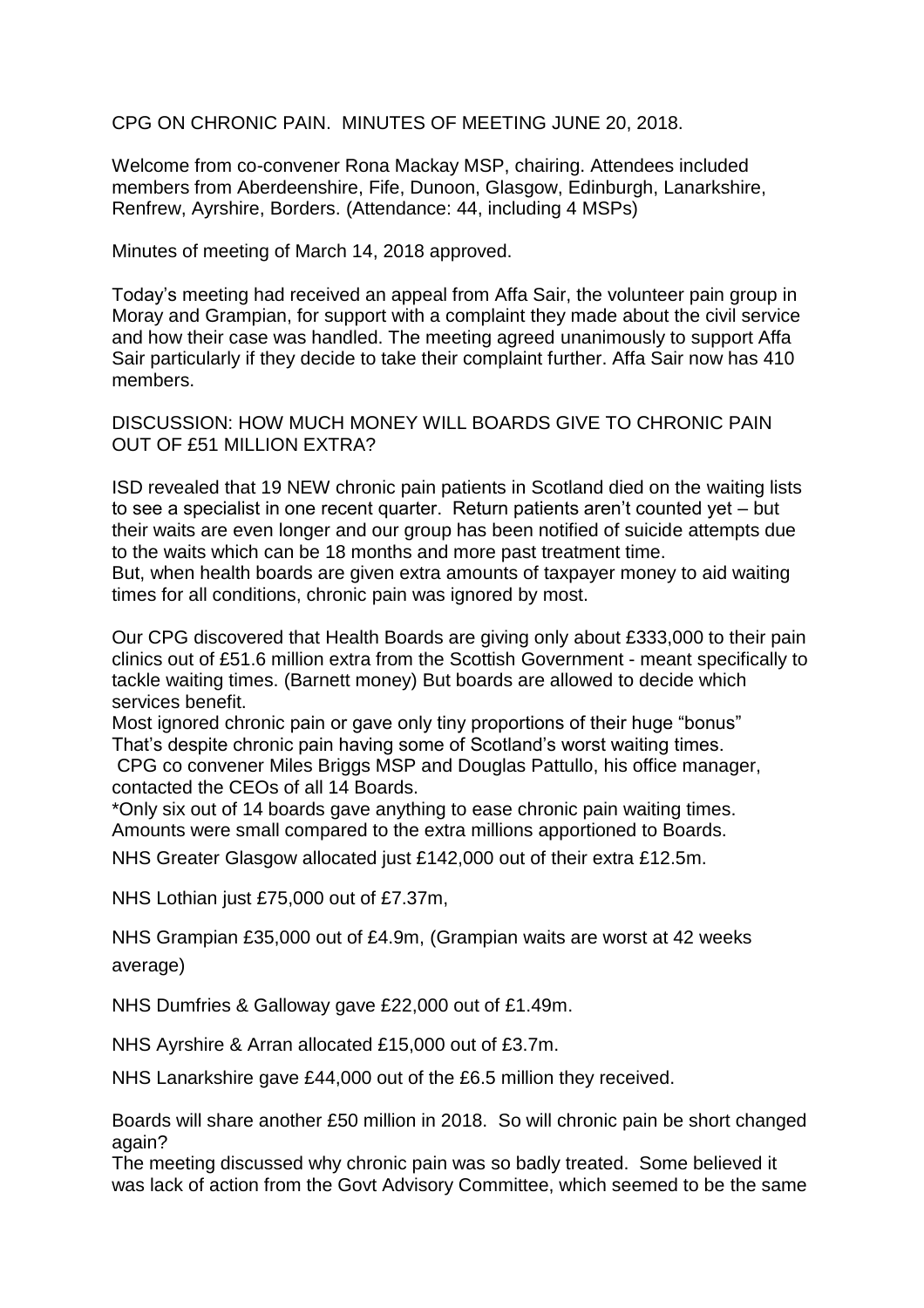CPG ON CHRONIC PAIN. MINUTES OF MEETING JUNE 20, 2018.

Welcome from co-convener Rona Mackay MSP, chairing. Attendees included members from Aberdeenshire, Fife, Dunoon, Glasgow, Edinburgh, Lanarkshire, Renfrew, Ayrshire, Borders. (Attendance: 44, including 4 MSPs)

Minutes of meeting of March 14, 2018 approved.

Today's meeting had received an appeal from Affa Sair, the volunteer pain group in Moray and Grampian, for support with a complaint they made about the civil service and how their case was handled. The meeting agreed unanimously to support Affa Sair particularly if they decide to take their complaint further. Affa Sair now has 410 members.

DISCUSSION: HOW MUCH MONEY WILL BOARDS GIVE TO CHRONIC PAIN OUT OF £51 MILLION EXTRA?

ISD revealed that 19 NEW chronic pain patients in Scotland died on the waiting lists to see a specialist in one recent quarter. Return patients aren't counted yet – but their waits are even longer and our group has been notified of suicide attempts due to the waits which can be 18 months and more past treatment time.
But, when health boards are given extra amounts of taxpayer money to aid waiting times for all conditions, chronic pain was ignored by most.

Our CPG discovered that Health Boards are giving only about £333,000 to their pain clinics out of £51.6 million extra from the Scottish Government - meant specifically to tackle waiting times. (Barnett money) But boards are allowed to decide which services benefit.
Most ignored chronic pain or gave only tiny proportions of their huge "bonus"
That's despite chronic pain having some of Scotland's worst waiting times.
CPG co convener Miles Briggs MSP and Douglas Pattullo, his office manager, contacted the CEOs of all 14 Boards.
*Only six out of 14 boards gave anything to ease chronic pain waiting times. Amounts were small compared to the extra millions apportioned to Boards.

NHS Greater Glasgow allocated just £142,000 out of their extra £12.5m.

NHS Lothian just £75,000 out of £7.37m,

NHS Grampian £35,000 out of £4.9m, (Grampian waits are worst at 42 weeks average)

NHS Dumfries & Galloway gave £22,000 out of £1.49m.

NHS Ayrshire & Arran allocated £15,000 out of £3.7m.

NHS Lanarkshire gave £44,000 out of the £6.5 million they received.

Boards will share another £50 million in 2018. So will chronic pain be short changed again?
The meeting discussed why chronic pain was so badly treated. Some believed it was lack of action from the Govt Advisory Committee, which seemed to be the same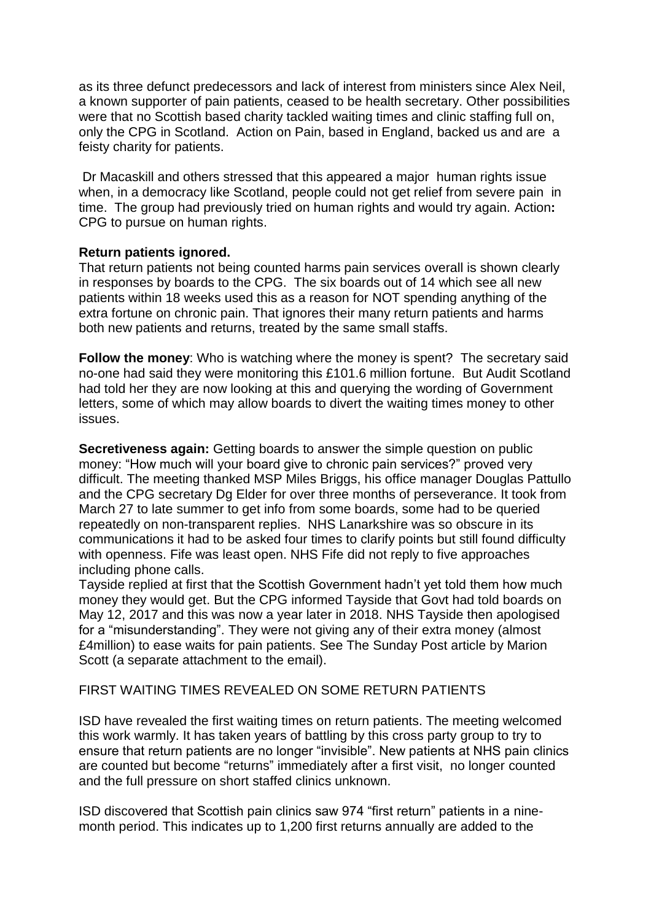as its three defunct predecessors and lack of interest from ministers since Alex Neil, a known supporter of pain patients, ceased to be health secretary. Other possibilities were that no Scottish based charity tackled waiting times and clinic staffing full on, only the CPG in Scotland. Action on Pain, based in England, backed us and are a feisty charity for patients.

Dr Macaskill and others stressed that this appeared a major human rights issue when, in a democracy like Scotland, people could not get relief from severe pain in time. The group had previously tried on human rights and would try again. Action**:** CPG to pursue on human rights.

**Return patients ignored.**
That return patients not being counted harms pain services overall is shown clearly in responses by boards to the CPG. The six boards out of 14 which see all new patients within 18 weeks used this as a reason for NOT spending anything of the extra fortune on chronic pain. That ignores their many return patients and harms both new patients and returns, treated by the same small staffs.

**Follow the money**: Who is watching where the money is spent? The secretary said no-one had said they were monitoring this £101.6 million fortune. But Audit Scotland had told her they are now looking at this and querying the wording of Government letters, some of which may allow boards to divert the waiting times money to other issues.

**Secretiveness again:** Getting boards to answer the simple question on public money: "How much will your board give to chronic pain services?" proved very difficult. The meeting thanked MSP Miles Briggs, his office manager Douglas Pattullo and the CPG secretary Dg Elder for over three months of perseverance. It took from March 27 to late summer to get info from some boards, some had to be queried repeatedly on non-transparent replies. NHS Lanarkshire was so obscure in its communications it had to be asked four times to clarify points but still found difficulty with openness. Fife was least open. NHS Fife did not reply to five approaches including phone calls.
Tayside replied at first that the Scottish Government hadn't yet told them how much money they would get. But the CPG informed Tayside that Govt had told boards on May 12, 2017 and this was now a year later in 2018. NHS Tayside then apologised for a "misunderstanding". They were not giving any of their extra money (almost £4million) to ease waits for pain patients. See The Sunday Post article by Marion Scott (a separate attachment to the email).

FIRST WAITING TIMES REVEALED ON SOME RETURN PATIENTS

ISD have revealed the first waiting times on return patients. The meeting welcomed this work warmly. It has taken years of battling by this cross party group to try to ensure that return patients are no longer "invisible". New patients at NHS pain clinics are counted but become "returns" immediately after a first visit, no longer counted and the full pressure on short staffed clinics unknown.

ISD discovered that Scottish pain clinics saw 974 "first return" patients in a nine-month period. This indicates up to 1,200 first returns annually are added to the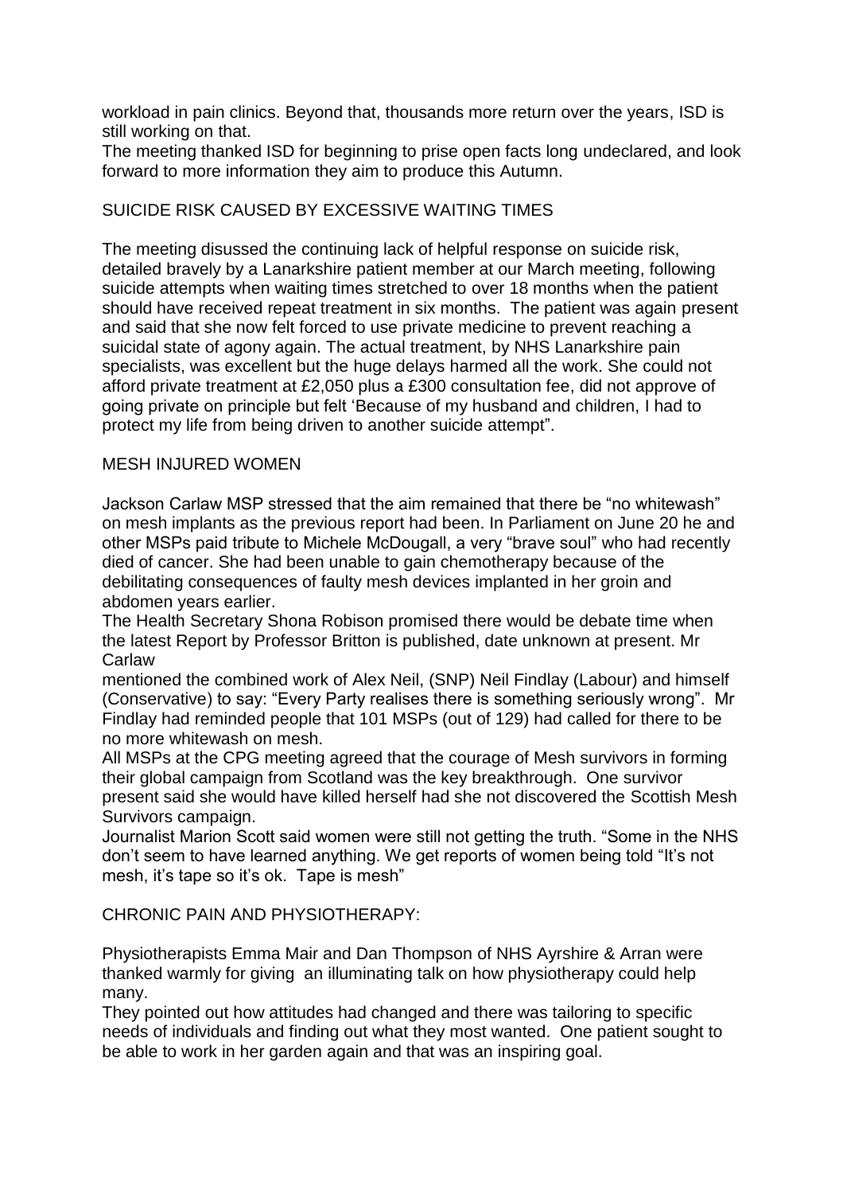workload in pain clinics. Beyond that, thousands more return over the years, ISD is still working on that.

The meeting thanked ISD for beginning to prise open facts long undeclared, and look forward to more information they aim to produce this Autumn.

## SUICIDE RISK CAUSED BY EXCESSIVE WAITING TIMES

The meeting disussed the continuing lack of helpful response on suicide risk, detailed bravely by a Lanarkshire patient member at our March meeting, following suicide attempts when waiting times stretched to over 18 months when the patient should have received repeat treatment in six months. The patient was again present and said that she now felt forced to use private medicine to prevent reaching a suicidal state of agony again. The actual treatment, by NHS Lanarkshire pain specialists, was excellent but the huge delays harmed all the work. She could not afford private treatment at £2,050 plus a £300 consultation fee, did not approve of going private on principle but felt 'Because of my husband and children, I had to protect my life from being driven to another suicide attempt".

## MESH INJURED WOMEN

Jackson Carlaw MSP stressed that the aim remained that there be "no whitewash" on mesh implants as the previous report had been. In Parliament on June 20 he and other MSPs paid tribute to Michele McDougall, a very "brave soul" who had recently died of cancer. She had been unable to gain chemotherapy because of the debilitating consequences of faulty mesh devices implanted in her groin and abdomen years earlier.

The Health Secretary Shona Robison promised there would be debate time when the latest Report by Professor Britton is published, date unknown at present. Mr Carlaw mentioned the combined work of Alex Neil, (SNP) Neil Findlay (Labour) and himself (Conservative) to say: "Every Party realises there is something seriously wrong". Mr Findlay had reminded people that 101 MSPs (out of 129) had called for there to be no more whitewash on mesh.

All MSPs at the CPG meeting agreed that the courage of Mesh survivors in forming their global campaign from Scotland was the key breakthrough. One survivor present said she would have killed herself had she not discovered the Scottish Mesh Survivors campaign.

Journalist Marion Scott said women were still not getting the truth. "Some in the NHS don't seem to have learned anything. We get reports of women being told "It's not mesh, it's tape so it's ok. Tape is mesh"

## CHRONIC PAIN AND PHYSIOTHERAPY:

Physiotherapists Emma Mair and Dan Thompson of NHS Ayrshire & Arran were thanked warmly for giving an illuminating talk on how physiotherapy could help many.

They pointed out how attitudes had changed and there was tailoring to specific needs of individuals and finding out what they most wanted. One patient sought to be able to work in her garden again and that was an inspiring goal.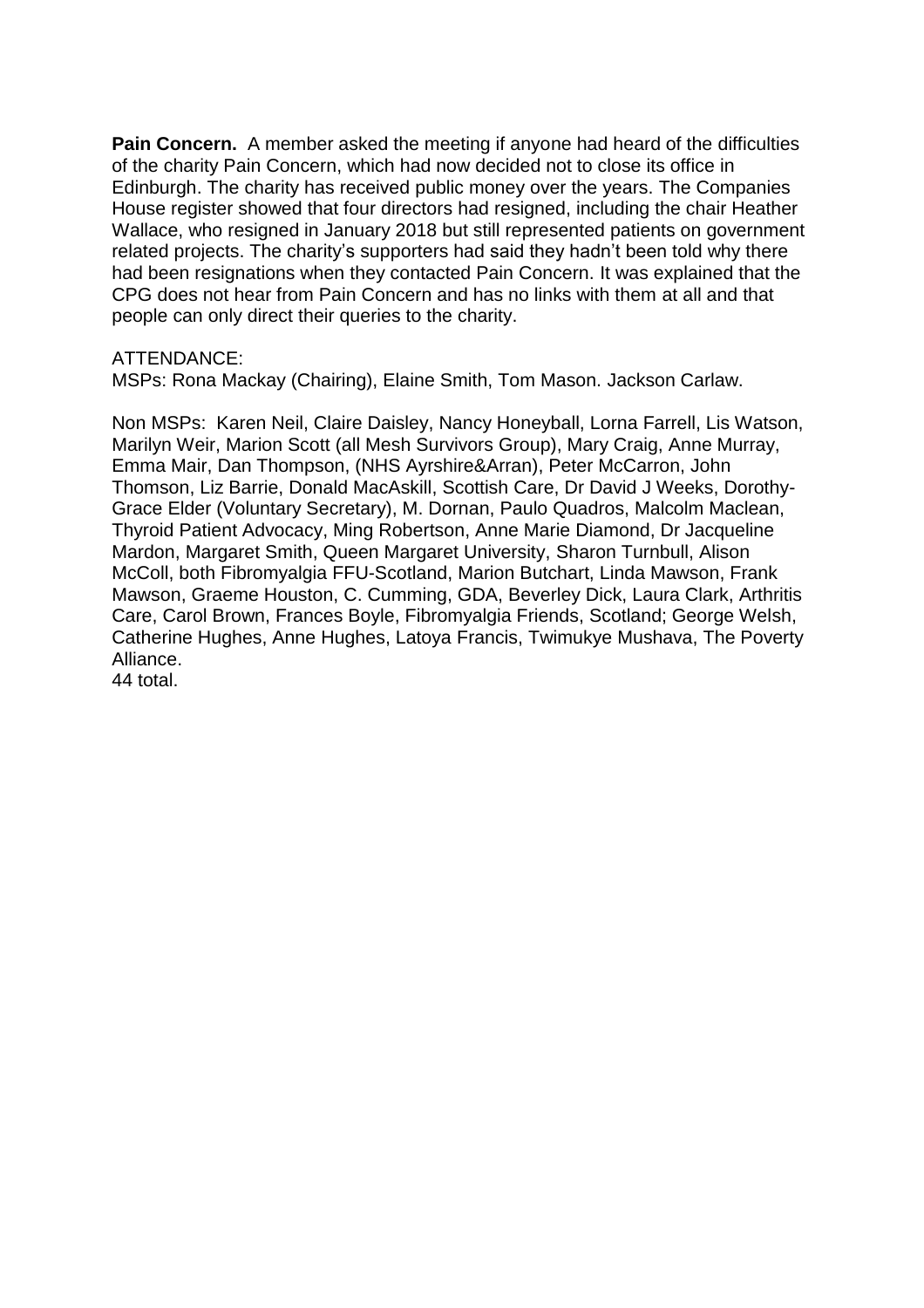**Pain Concern.** A member asked the meeting if anyone had heard of the difficulties of the charity Pain Concern, which had now decided not to close its office in Edinburgh. The charity has received public money over the years. The Companies House register showed that four directors had resigned, including the chair Heather Wallace, who resigned in January 2018 but still represented patients on government related projects. The charity's supporters had said they hadn't been told why there had been resignations when they contacted Pain Concern. It was explained that the CPG does not hear from Pain Concern and has no links with them at all and that people can only direct their queries to the charity.

ATTENDANCE:
MSPs: Rona Mackay (Chairing), Elaine Smith, Tom Mason. Jackson Carlaw.

Non MSPs: Karen Neil, Claire Daisley, Nancy Honeyball, Lorna Farrell, Lis Watson, Marilyn Weir, Marion Scott (all Mesh Survivors Group), Mary Craig, Anne Murray, Emma Mair, Dan Thompson, (NHS Ayrshire&Arran), Peter McCarron, John Thomson, Liz Barrie, Donald MacAskill, Scottish Care, Dr David J Weeks, Dorothy-Grace Elder (Voluntary Secretary), M. Dornan, Paulo Quadros, Malcolm Maclean, Thyroid Patient Advocacy, Ming Robertson, Anne Marie Diamond, Dr Jacqueline Mardon, Margaret Smith, Queen Margaret University, Sharon Turnbull, Alison McColl, both Fibromyalgia FFU-Scotland, Marion Butchart, Linda Mawson, Frank Mawson, Graeme Houston, C. Cumming, GDA, Beverley Dick, Laura Clark, Arthritis Care, Carol Brown, Frances Boyle, Fibromyalgia Friends, Scotland; George Welsh, Catherine Hughes, Anne Hughes, Latoya Francis, Twimukye Mushava, The Poverty Alliance.
44 total.